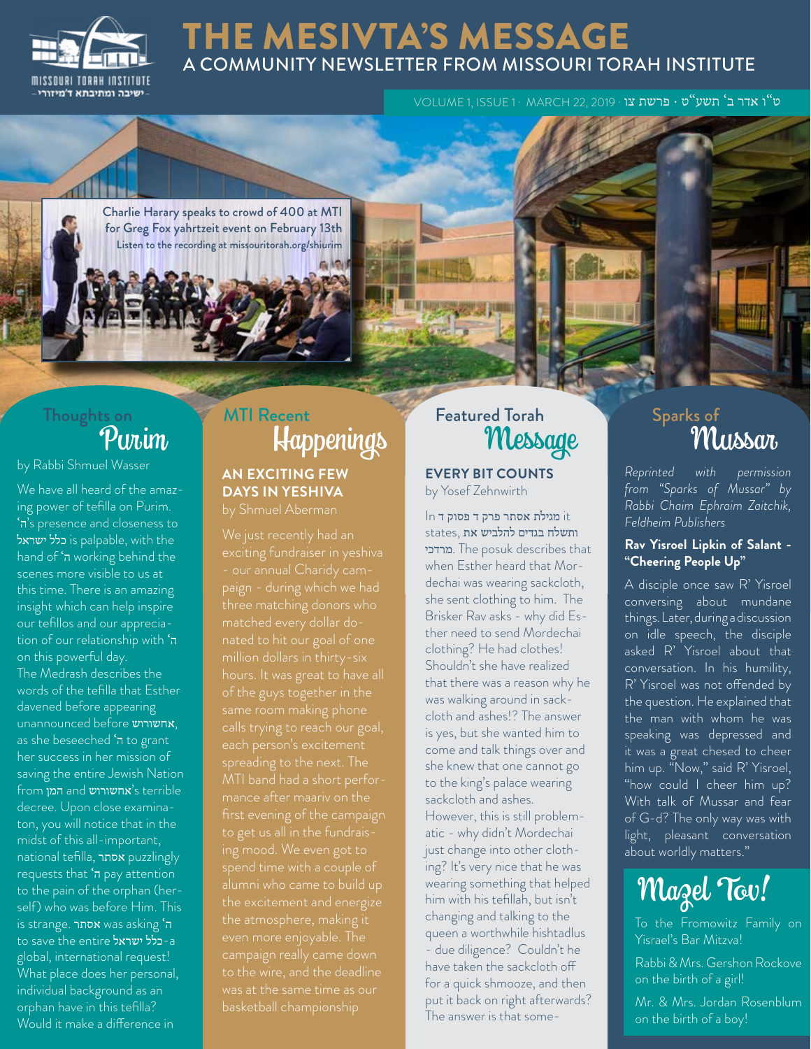# THE MESIVTA'S MESSAGE

## A COMMUNITY NEWSLETTER FROM MISSOURI TORAH INSTITUTE

VOLUME 1, ISSUE 1 · MARCH 22, 2019 · ט"ו אדר ב' תשע"ט · פרשת צו

Charlie Harary speaks to crowd of 400 at MTI for Greg Fox yahrtzeit event on February 13th
Listen to the recording at missouritorah.org/shiurim

## Thoughts on Purim

by Rabbi Shmuel Wasser

We have all heard of the amazing power of tefilla on Purim. 'ה's presence and closeness to כלל ישראל is palpable, with the hand of 'ה working behind the scenes more visible to us at this time. There is an amazing insight which can help inspire our tefillos and our appreciation of our relationship with 'ה on this powerful day.

The Medrash describes the words of the tefilla that Esther davened before appearing unannounced before אחשורוש, as she beseeched 'ה to grant her success in her mission of saving the entire Jewish Nation from המן and אחשורוש's terrible decree. Upon close examination, you will notice that in the midst of this all-important, national tefilla, אסתר puzzlingly requests that 'ה pay attention to the pain of the orphan (herself) who was before Him. This is strange. אסתר was asking 'ה to save the entire כלל ישראל-a global, international request! What place does her personal, individual background as an orphan have in this tefilla? Would it make a difference in

## MTI Recent Happenings

### AN EXCITING FEW DAYS IN YESHIVA

by Shmuel Aberman

We just recently had an exciting fundraiser in yeshiva - our annual Charidy campaign - during which we had three matching donors who matched every dollar donated to hit our goal of one million dollars in thirty-six hours. It was great to have all of the guys together in the same room making phone calls trying to reach our goal, each person's excitement spreading to the next. The MTI band had a short performance after maariv on the first evening of the campaign to get us all in the fundraising mood. We even got to spend time with a couple of alumni who came to build up the excitement and energize the atmosphere, making it even more enjoyable. The campaign really came down to the wire, and the deadline was at the same time as our basketball championship

## Featured Torah Message

### EVERY BIT COUNTS

by Yosef Zehnwirth

In מגילת אסתר פרק ד פסוק ד it states, ותשלח בגדים להלביש את מרדכי. The posuk describes that when Esther heard that Mordechai was wearing sackcloth, she sent clothing to him. The Brisker Rav asks - why did Esther need to send Mordechai clothing? He had clothes! Shouldn't she have realized that there was a reason why he was walking around in sackcloth and ashes!? The answer is yes, but she wanted him to come and talk things over and she knew that one cannot go to the king's palace wearing sackcloth and ashes.

However, this is still problematic - why didn't Mordechai just change into other clothing? It's very nice that he was wearing something that helped him with his tefillah, but isn't changing and talking to the queen a worthwhile hishtadlus - due diligence? Couldn't he have taken the sackcloth off for a quick shmooze, and then put it back on right afterwards? The answer is that some-

## Sparks of Mussar

*Reprinted with permission from "Sparks of Mussar" by Rabbi Chaim Ephraim Zaitchik, Feldheim Publishers*

**Rav Yisroel Lipkin of Salant - "Cheering People Up"**

A disciple once saw R' Yisroel conversing about mundane things. Later, during a discussion on idle speech, the disciple asked R' Yisroel about that conversation. In his humility, R' Yisroel was not offended by the question. He explained that the man with whom he was speaking was depressed and it was a great chesed to cheer him up. "Now," said R' Yisroel, "how could I cheer him up? With talk of Mussar and fear of G-d? The only way was with light, pleasant conversation about worldly matters."

## Mazel Tov!

To the Fromowitz Family on Yisrael's Bar Mitzva!

Rabbi & Mrs. Gershon Rockove on the birth of a girl!

Mr. & Mrs. Jordan Rosenblum on the birth of a boy!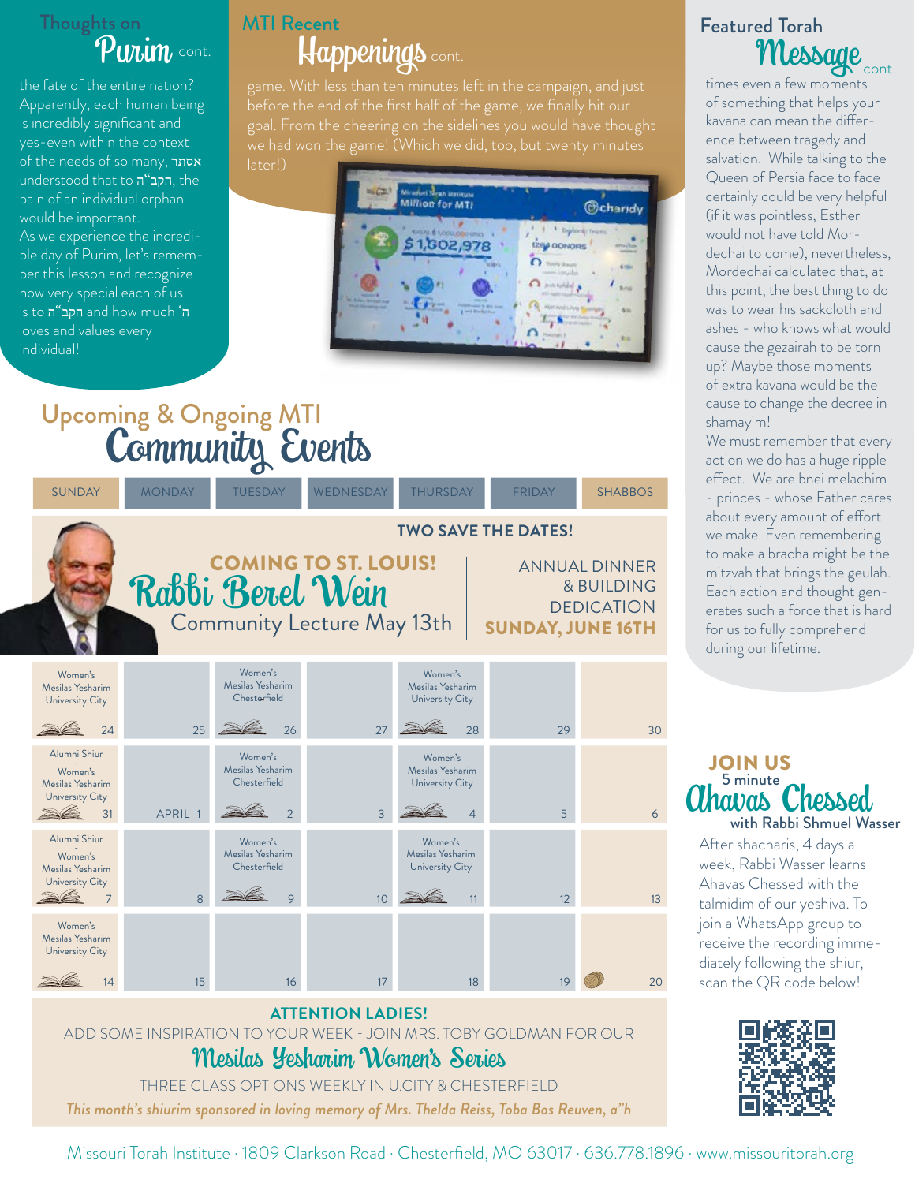## Thoughts on Purim cont.

the fate of the entire nation? Apparently, each human being is incredibly significant and yes-even within the context of the needs of so many, אסתר understood that to הקב"ה, the pain of an individual orphan would be important.

As we experience the incredible day of Purim, let's remember this lesson and recognize how very special each of us is to הקב"ה and how much ה' loves and values every individual!

## MTI Recent Happenings cont.

game. With less than ten minutes left in the campaign, and just before the end of the first half of the game, we finally hit our goal. From the cheering on the sidelines you would have thought we had won the game! (Which we did, too, but twenty minutes later!)

## Featured Torah Message cont.

times even a few moments of something that helps your kavana can mean the difference between tragedy and salvation. While talking to the Queen of Persia face to face certainly could be very helpful (if it was pointless, Esther would not have told Mordechai to come), nevertheless, Mordechai calculated that, at this point, the best thing to do was to wear his sackcloth and ashes - who knows what would cause the gezairah to be torn up? Maybe those moments of extra kavana would be the cause to change the decree in shamayim!

We must remember that every action we do has a huge ripple effect. We are bnei melachim - princes - whose Father cares about every amount of effort we make. Even remembering to make a bracha might be the mitzvah that brings the geulah. Each action and thought generates such a force that is hard for us to fully comprehend during our lifetime.

## Upcoming & Ongoing MTI Community Events

**TWO SAVE THE DATES!**

**COMING TO ST. LOUIS!**
Rabbi Berel Wein
Community Lecture May 13th

ANNUAL DINNER & BUILDING DEDICATION
**SUNDAY, JUNE 16TH**

| SUNDAY | MONDAY | TUESDAY | WEDNESDAY | THURSDAY | FRIDAY | SHABBOS |
|---|---|---|---|---|---|---|
| Women's Mesilas Yesharim University City 24 | 25 | Women's Mesilas Yesharim Chesterfield 26 | 27 | Women's Mesilas Yesharim University City 28 | 29 | 30 |
| Alumni Shiur - Women's Mesilas Yesharim University City 31 | APRIL 1 | Women's Mesilas Yesharim Chesterfield 2 | 3 | Women's Mesilas Yesharim University City 4 | 5 | 6 |
| Alumni Shiur - Women's Mesilas Yesharim University City 7 | 8 | Women's Mesilas Yesharim Chesterfield 9 | 10 | Women's Mesilas Yesharim University City 11 | 12 | 13 |
| Women's Mesilas Yesharim University City 14 | 15 | 16 | 17 | 18 | 19 | 20 |

**ATTENTION LADIES!**

ADD SOME INSPIRATION TO YOUR WEEK - JOIN MRS. TOBY GOLDMAN FOR OUR

### Mesilas Yesharim Women's Series

THREE CLASS OPTIONS WEEKLY IN U.CITY & CHESTERFIELD

*This month's shiurim sponsored in loving memory of Mrs. Thelda Reiss, Toba Bas Reuven, a"h*

## JOIN US 5 minute Ahavas Chessed with Rabbi Shmuel Wasser

After shacharis, 4 days a week, Rabbi Wasser learns Ahavas Chessed with the talmidim of our yeshiva. To join a WhatsApp group to receive the recording immediately following the shiur, scan the QR code below!

Missouri Torah Institute · 1809 Clarkson Road · Chesterfield, MO 63017 · 636.778.1896 · www.missouritorah.org